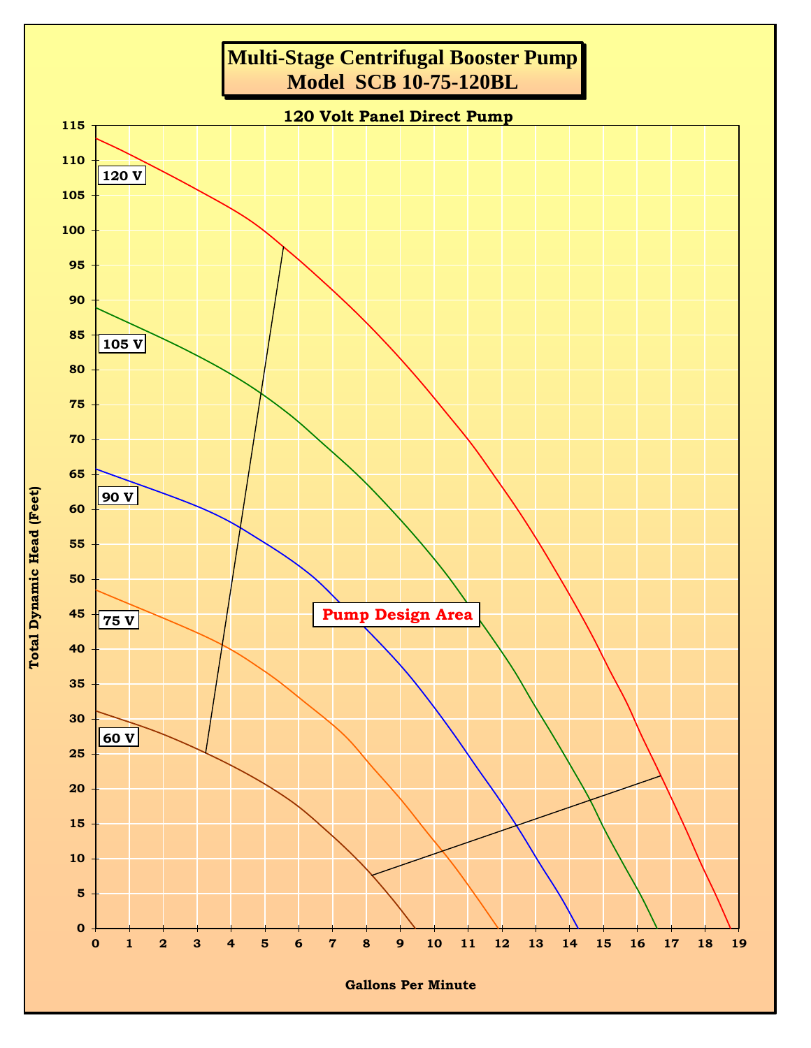# Multi-Stage Centrifugal Booster Pump
# Model SCB 10-75-120BL

**120 Volt Panel Direct Pump**

Total Dynamic Head (Feet)

120 V

105 V

90 V

75 V

60 V

Pump Design Area

Gallons Per Minute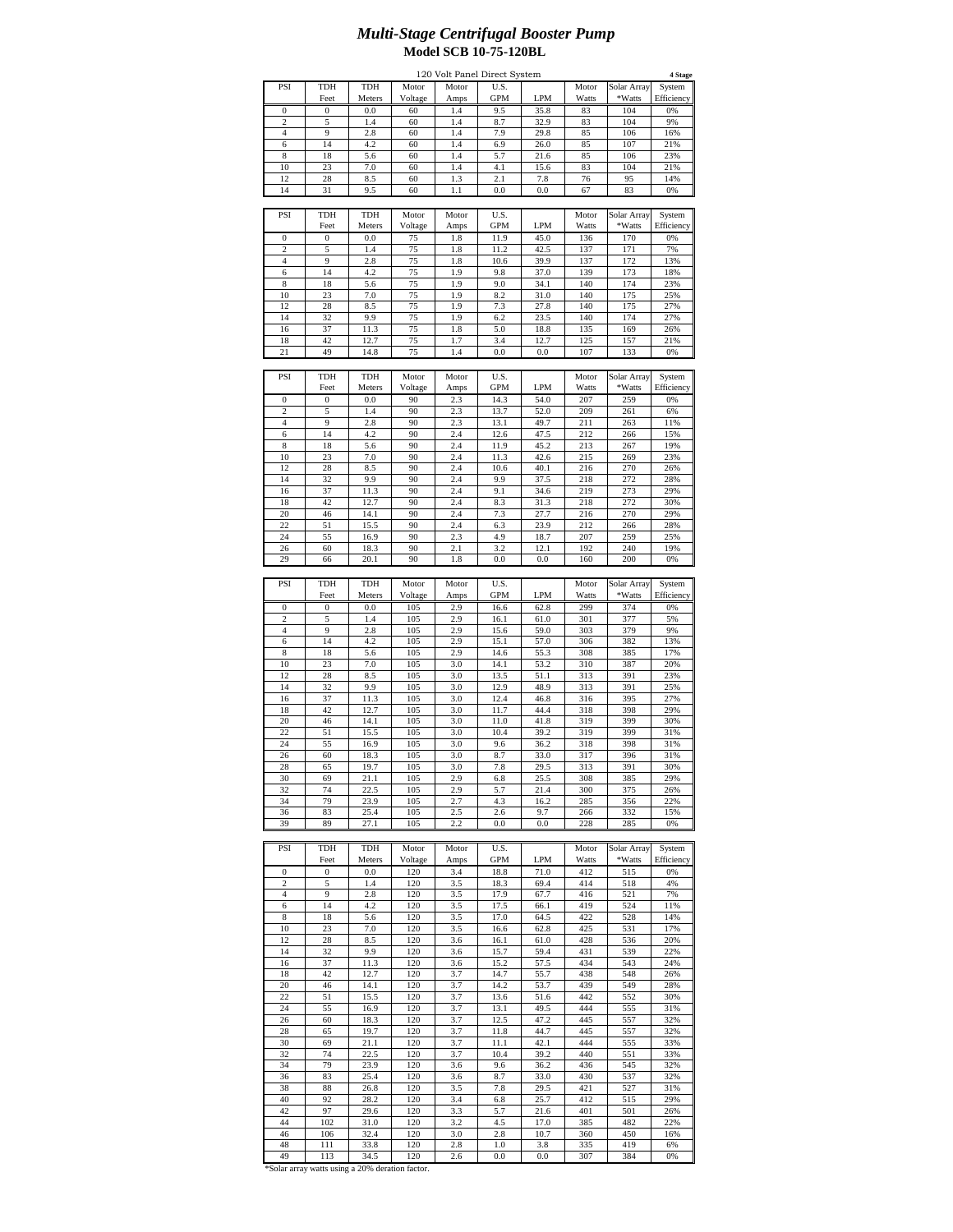# *Multi-Stage Centrifugal Booster Pump*

**Model SCB 10-75-120BL**

120 Volt Panel Direct System — **4 Stage**

| PSI | TDH Feet | TDH Meters | Motor Voltage | Motor Amps | U.S. GPM | LPM | Motor Watts | Solar Array *Watts | System Efficiency |
|---|---|---|---|---|---|---|---|---|---|
| 0 | 0 | 0.0 | 60 | 1.4 | 9.5 | 35.8 | 83 | 104 | 0% |
| 2 | 5 | 1.4 | 60 | 1.4 | 8.7 | 32.9 | 83 | 104 | 9% |
| 4 | 9 | 2.8 | 60 | 1.4 | 7.9 | 29.8 | 85 | 106 | 16% |
| 6 | 14 | 4.2 | 60 | 1.4 | 6.9 | 26.0 | 85 | 107 | 21% |
| 8 | 18 | 5.6 | 60 | 1.4 | 5.7 | 21.6 | 85 | 106 | 23% |
| 10 | 23 | 7.0 | 60 | 1.4 | 4.1 | 15.6 | 83 | 104 | 21% |
| 12 | 28 | 8.5 | 60 | 1.3 | 2.1 | 7.8 | 76 | 95 | 14% |
| 14 | 31 | 9.5 | 60 | 1.1 | 0.0 | 0.0 | 67 | 83 | 0% |

| PSI | TDH Feet | TDH Meters | Motor Voltage | Motor Amps | U.S. GPM | LPM | Motor Watts | Solar Array *Watts | System Efficiency |
|---|---|---|---|---|---|---|---|---|---|
| 0 | 0 | 0.0 | 75 | 1.8 | 11.9 | 45.0 | 136 | 170 | 0% |
| 2 | 5 | 1.4 | 75 | 1.8 | 11.2 | 42.5 | 137 | 171 | 7% |
| 4 | 9 | 2.8 | 75 | 1.8 | 10.6 | 39.9 | 137 | 172 | 13% |
| 6 | 14 | 4.2 | 75 | 1.9 | 9.8 | 37.0 | 139 | 173 | 18% |
| 8 | 18 | 5.6 | 75 | 1.9 | 9.0 | 34.1 | 140 | 174 | 23% |
| 10 | 23 | 7.0 | 75 | 1.9 | 8.2 | 31.0 | 140 | 175 | 25% |
| 12 | 28 | 8.5 | 75 | 1.9 | 7.3 | 27.8 | 140 | 175 | 27% |
| 14 | 32 | 9.9 | 75 | 1.9 | 6.2 | 23.5 | 140 | 174 | 27% |
| 16 | 37 | 11.3 | 75 | 1.8 | 5.0 | 18.8 | 135 | 169 | 26% |
| 18 | 42 | 12.7 | 75 | 1.7 | 3.4 | 12.7 | 125 | 157 | 21% |
| 21 | 49 | 14.8 | 75 | 1.4 | 0.0 | 0.0 | 107 | 133 | 0% |

| PSI | TDH Feet | TDH Meters | Motor Voltage | Motor Amps | U.S. GPM | LPM | Motor Watts | Solar Array *Watts | System Efficiency |
|---|---|---|---|---|---|---|---|---|---|
| 0 | 0 | 0.0 | 90 | 2.3 | 14.3 | 54.0 | 207 | 259 | 0% |
| 2 | 5 | 1.4 | 90 | 2.3 | 13.7 | 52.0 | 209 | 261 | 6% |
| 4 | 9 | 2.8 | 90 | 2.3 | 13.1 | 49.7 | 211 | 263 | 11% |
| 6 | 14 | 4.2 | 90 | 2.4 | 12.6 | 47.5 | 212 | 266 | 15% |
| 8 | 18 | 5.6 | 90 | 2.4 | 11.9 | 45.2 | 213 | 267 | 19% |
| 10 | 23 | 7.0 | 90 | 2.4 | 11.3 | 42.6 | 215 | 269 | 23% |
| 12 | 28 | 8.5 | 90 | 2.4 | 10.6 | 40.1 | 216 | 270 | 26% |
| 14 | 32 | 9.9 | 90 | 2.4 | 9.9 | 37.5 | 218 | 272 | 28% |
| 16 | 37 | 11.3 | 90 | 2.4 | 9.1 | 34.6 | 219 | 273 | 29% |
| 18 | 42 | 12.7 | 90 | 2.4 | 8.3 | 31.3 | 218 | 272 | 30% |
| 20 | 46 | 14.1 | 90 | 2.4 | 7.3 | 27.7 | 216 | 270 | 29% |
| 22 | 51 | 15.5 | 90 | 2.4 | 6.3 | 23.9 | 212 | 266 | 28% |
| 24 | 55 | 16.9 | 90 | 2.3 | 4.9 | 18.7 | 207 | 259 | 25% |
| 26 | 60 | 18.3 | 90 | 2.1 | 3.2 | 12.1 | 192 | 240 | 19% |
| 29 | 66 | 20.1 | 90 | 1.8 | 0.0 | 0.0 | 160 | 200 | 0% |

| PSI | TDH Feet | TDH Meters | Motor Voltage | Motor Amps | U.S. GPM | LPM | Motor Watts | Solar Array *Watts | System Efficiency |
|---|---|---|---|---|---|---|---|---|---|
| 0 | 0 | 0.0 | 105 | 2.9 | 16.6 | 62.8 | 299 | 374 | 0% |
| 2 | 5 | 1.4 | 105 | 2.9 | 16.1 | 61.0 | 301 | 377 | 5% |
| 4 | 9 | 2.8 | 105 | 2.9 | 15.6 | 59.0 | 303 | 379 | 9% |
| 6 | 14 | 4.2 | 105 | 2.9 | 15.1 | 57.0 | 306 | 382 | 13% |
| 8 | 18 | 5.6 | 105 | 2.9 | 14.6 | 55.3 | 308 | 385 | 17% |
| 10 | 23 | 7.0 | 105 | 3.0 | 14.1 | 53.2 | 310 | 387 | 20% |
| 12 | 28 | 8.5 | 105 | 3.0 | 13.5 | 51.1 | 313 | 391 | 23% |
| 14 | 32 | 9.9 | 105 | 3.0 | 12.9 | 48.9 | 313 | 391 | 25% |
| 16 | 37 | 11.3 | 105 | 3.0 | 12.4 | 46.8 | 316 | 395 | 27% |
| 18 | 42 | 12.7 | 105 | 3.0 | 11.7 | 44.4 | 318 | 398 | 29% |
| 20 | 46 | 14.1 | 105 | 3.0 | 11.0 | 41.8 | 319 | 399 | 30% |
| 22 | 51 | 15.5 | 105 | 3.0 | 10.4 | 39.2 | 319 | 399 | 31% |
| 24 | 55 | 16.9 | 105 | 3.0 | 9.6 | 36.2 | 318 | 398 | 31% |
| 26 | 60 | 18.3 | 105 | 3.0 | 8.7 | 33.0 | 317 | 396 | 31% |
| 28 | 65 | 19.7 | 105 | 3.0 | 7.8 | 29.5 | 313 | 391 | 30% |
| 30 | 69 | 21.1 | 105 | 2.9 | 6.8 | 25.5 | 308 | 385 | 29% |
| 32 | 74 | 22.5 | 105 | 2.9 | 5.7 | 21.4 | 300 | 375 | 26% |
| 34 | 79 | 23.9 | 105 | 2.7 | 4.3 | 16.2 | 285 | 356 | 22% |
| 36 | 83 | 25.4 | 105 | 2.5 | 2.6 | 9.7 | 266 | 332 | 15% |
| 39 | 89 | 27.1 | 105 | 2.2 | 0.0 | 0.0 | 228 | 285 | 0% |

| PSI | TDH Feet | TDH Meters | Motor Voltage | Motor Amps | U.S. GPM | LPM | Motor Watts | Solar Array *Watts | System Efficiency |
|---|---|---|---|---|---|---|---|---|---|
| 0 | 0 | 0.0 | 120 | 3.4 | 18.8 | 71.0 | 412 | 515 | 0% |
| 2 | 5 | 1.4 | 120 | 3.5 | 18.3 | 69.4 | 414 | 518 | 4% |
| 4 | 9 | 2.8 | 120 | 3.5 | 17.9 | 67.7 | 416 | 521 | 7% |
| 6 | 14 | 4.2 | 120 | 3.5 | 17.5 | 66.1 | 419 | 524 | 11% |
| 8 | 18 | 5.6 | 120 | 3.5 | 17.0 | 64.5 | 422 | 528 | 14% |
| 10 | 23 | 7.0 | 120 | 3.5 | 16.6 | 62.8 | 425 | 531 | 17% |
| 12 | 28 | 8.5 | 120 | 3.6 | 16.1 | 61.0 | 428 | 536 | 20% |
| 14 | 32 | 9.9 | 120 | 3.6 | 15.7 | 59.4 | 431 | 539 | 22% |
| 16 | 37 | 11.3 | 120 | 3.6 | 15.2 | 57.5 | 434 | 543 | 24% |
| 18 | 42 | 12.7 | 120 | 3.7 | 14.7 | 55.7 | 438 | 548 | 26% |
| 20 | 46 | 14.1 | 120 | 3.7 | 14.2 | 53.7 | 439 | 549 | 28% |
| 22 | 51 | 15.5 | 120 | 3.7 | 13.6 | 51.6 | 442 | 552 | 30% |
| 24 | 55 | 16.9 | 120 | 3.7 | 13.1 | 49.5 | 444 | 555 | 31% |
| 26 | 60 | 18.3 | 120 | 3.7 | 12.5 | 47.2 | 445 | 557 | 32% |
| 28 | 65 | 19.7 | 120 | 3.7 | 11.8 | 44.7 | 445 | 557 | 32% |
| 30 | 69 | 21.1 | 120 | 3.7 | 11.1 | 42.1 | 444 | 555 | 33% |
| 32 | 74 | 22.5 | 120 | 3.7 | 10.4 | 39.2 | 440 | 551 | 33% |
| 34 | 79 | 23.9 | 120 | 3.6 | 9.6 | 36.2 | 436 | 545 | 32% |
| 36 | 83 | 25.4 | 120 | 3.6 | 8.7 | 33.0 | 430 | 537 | 32% |
| 38 | 88 | 26.8 | 120 | 3.5 | 7.8 | 29.5 | 421 | 527 | 31% |
| 40 | 92 | 28.2 | 120 | 3.4 | 6.8 | 25.7 | 412 | 515 | 29% |
| 42 | 97 | 29.6 | 120 | 3.3 | 5.7 | 21.6 | 401 | 501 | 26% |
| 44 | 102 | 31.0 | 120 | 3.2 | 4.5 | 17.0 | 385 | 482 | 22% |
| 46 | 106 | 32.4 | 120 | 3.0 | 2.8 | 10.7 | 360 | 450 | 16% |
| 48 | 111 | 33.8 | 120 | 2.8 | 1.0 | 3.8 | 335 | 419 | 6% |
| 49 | 113 | 34.5 | 120 | 2.6 | 0.0 | 0.0 | 307 | 384 | 0% |

*Solar array watts using a 20% deration factor.